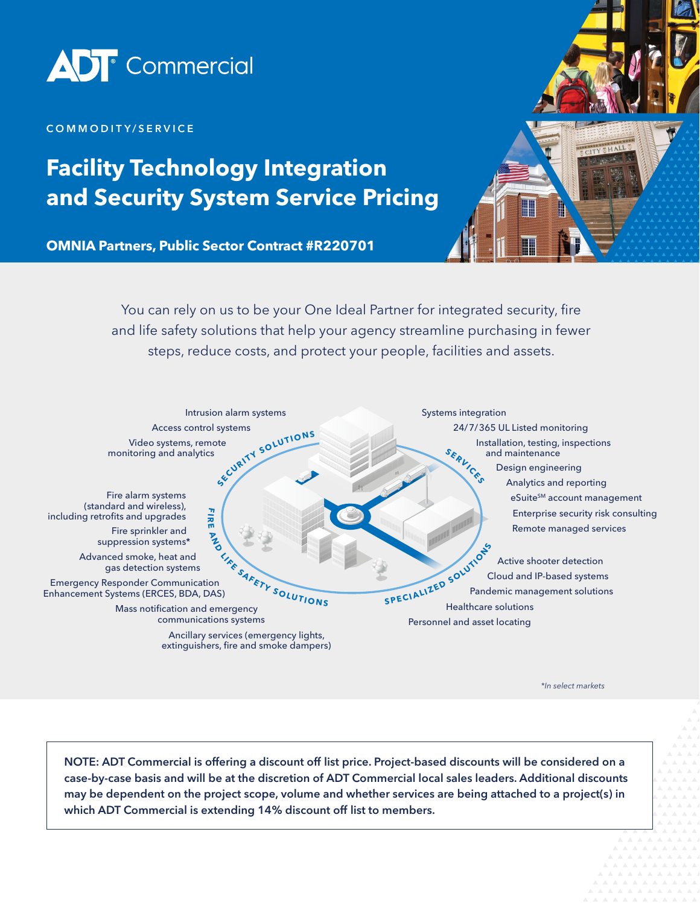ADT Commercial

COMMODITY/SERVICE

# Facility Technology Integration and Security System Service Pricing

**OMNIA Partners, Public Sector Contract #R220701**

You can rely on us to be your One Ideal Partner for integrated security, fire and life safety solutions that help your agency streamline purchasing in fewer steps, reduce costs, and protect your people, facilities and assets.

**SECURITY SOLUTIONS**

- Intrusion alarm systems
- Access control systems
- Video systems, remote monitoring and analytics

**FIRE AND LIFE SAFETY SOLUTIONS**

- Fire alarm systems (standard and wireless), including retrofits and upgrades
- Fire sprinkler and suppression systems*
- Advanced smoke, heat and gas detection systems
- Emergency Responder Communication Enhancement Systems (ERCES, BDA, DAS)
- Mass notification and emergency communications systems
- Ancillary services (emergency lights, extinguishers, fire and smoke dampers)

**SERVICES**

- Systems integration
- 24/7/365 UL Listed monitoring
- Installation, testing, inspections and maintenance
- Design engineering
- Analytics and reporting
- eSuite℠ account management
- Enterprise security risk consulting
- Remote managed services

**SPECIALIZED SOLUTIONS**

- Active shooter detection
- Cloud and IP-based systems
- Pandemic management solutions
- Healthcare solutions
- Personnel and asset locating

*In select markets*

**NOTE: ADT Commercial is offering a discount off list price. Project-based discounts will be considered on a case-by-case basis and will be at the discretion of ADT Commercial local sales leaders. Additional discounts may be dependent on the project scope, volume and whether services are being attached to a project(s) in which ADT Commercial is extending 14% discount off list to members.**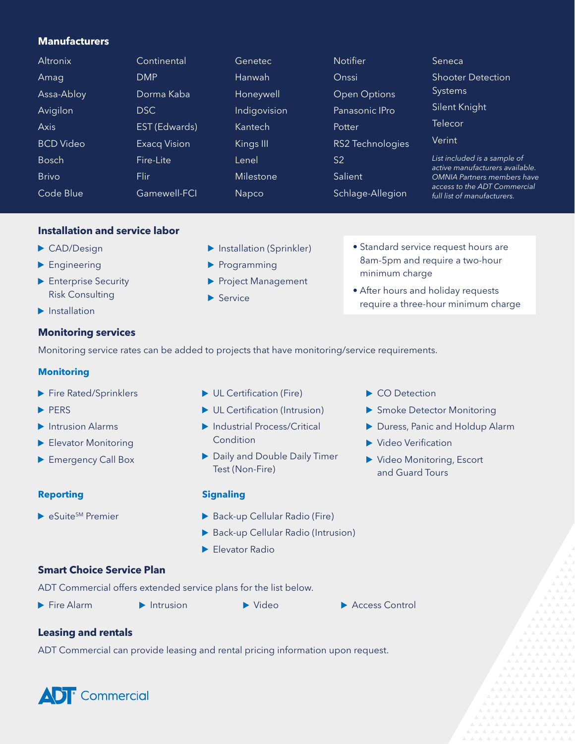## Manufacturers

- Altronix
- Amag
- Assa-Abloy
- Avigilon
- Axis
- BCD Video
- Bosch
- Brivo
- Code Blue
- Continental
- DMP
- Dorma Kaba
- DSC
- EST (Edwards)
- Exacq Vision
- Fire-Lite
- Flir
- Gamewell-FCI
- Genetec
- Hanwah
- Honeywell
- Indigovision
- Kantech
- Kings III
- Lenel
- Milestone
- Napco
- Notifier
- Onssi
- Open Options
- Panasonic IPro
- Potter
- RS2 Technologies
- S2
- Salient
- Schlage-Allegion
- Seneca
- Shooter Detection Systems
- Silent Knight
- Telecor
- Verint

*List included is a sample of active manufacturers available. OMNIA Partners members have access to the ADT Commercial full list of manufacturers.*

## Installation and service labor

- CAD/Design
- Engineering
- Enterprise Security Risk Consulting
- Installation
- Installation (Sprinkler)
- Programming
- Project Management
- Service

- Standard service request hours are 8am-5pm and require a two-hour minimum charge
- After hours and holiday requests require a three-hour minimum charge

## Monitoring services

Monitoring service rates can be added to projects that have monitoring/service requirements.

### Monitoring

- Fire Rated/Sprinklers
- PERS
- Intrusion Alarms
- Elevator Monitoring
- Emergency Call Box
- UL Certification (Fire)
- UL Certification (Intrusion)
- Industrial Process/Critical Condition
- Daily and Double Daily Timer Test (Non-Fire)
- CO Detection
- Smoke Detector Monitoring
- Duress, Panic and Holdup Alarm
- Video Verification
- Video Monitoring, Escort and Guard Tours

### Reporting

- eSuite℠ Premier

### Signaling

- Back-up Cellular Radio (Fire)
- Back-up Cellular Radio (Intrusion)
- Elevator Radio

## Smart Choice Service Plan

ADT Commercial offers extended service plans for the list below.

- Fire Alarm
- Intrusion
- Video
- Access Control

## Leasing and rentals

ADT Commercial can provide leasing and rental pricing information upon request.

ADT Commercial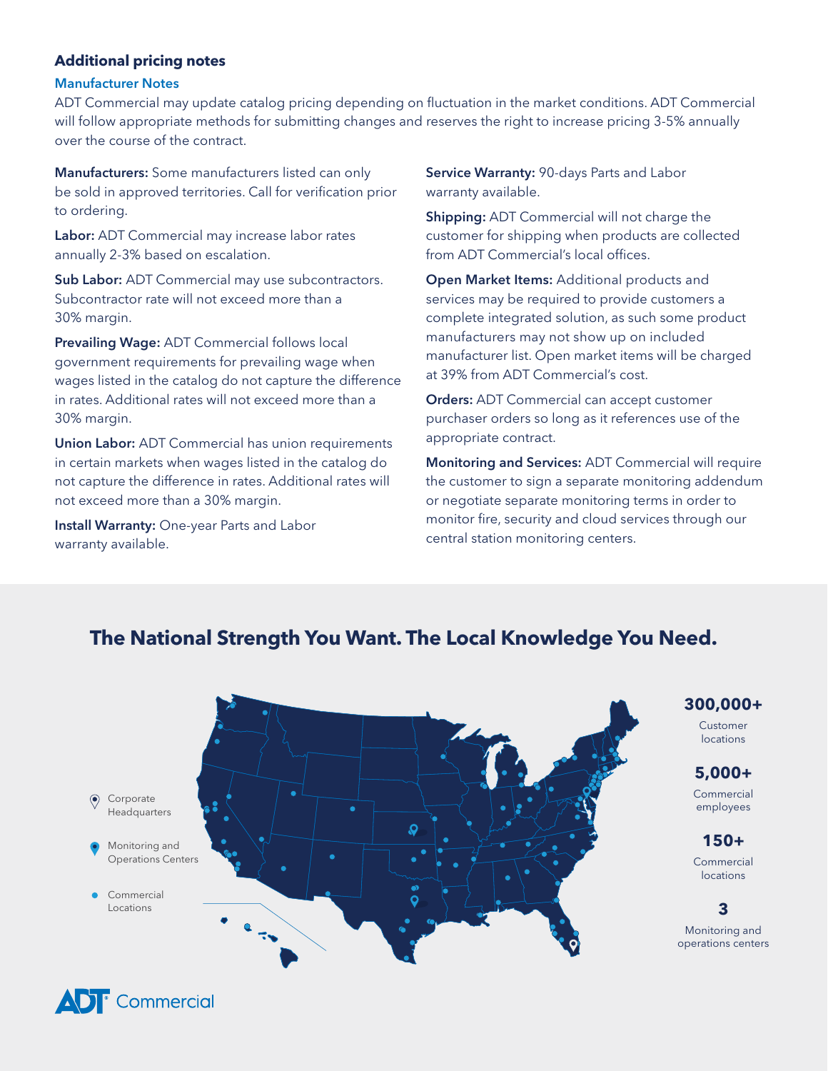## Additional pricing notes

### Manufacturer Notes

ADT Commercial may update catalog pricing depending on fluctuation in the market conditions. ADT Commercial will follow appropriate methods for submitting changes and reserves the right to increase pricing 3-5% annually over the course of the contract.

**Manufacturers:** Some manufacturers listed can only be sold in approved territories. Call for verification prior to ordering.

**Labor:** ADT Commercial may increase labor rates annually 2-3% based on escalation.

**Sub Labor:** ADT Commercial may use subcontractors. Subcontractor rate will not exceed more than a 30% margin.

**Prevailing Wage:** ADT Commercial follows local government requirements for prevailing wage when wages listed in the catalog do not capture the difference in rates. Additional rates will not exceed more than a 30% margin.

**Union Labor:** ADT Commercial has union requirements in certain markets when wages listed in the catalog do not capture the difference in rates. Additional rates will not exceed more than a 30% margin.

**Install Warranty:** One-year Parts and Labor warranty available.

**Service Warranty:** 90-days Parts and Labor warranty available.

**Shipping:** ADT Commercial will not charge the customer for shipping when products are collected from ADT Commercial's local offices.

**Open Market Items:** Additional products and services may be required to provide customers a complete integrated solution, as such some product manufacturers may not show up on included manufacturer list. Open market items will be charged at 39% from ADT Commercial's cost.

**Orders:** ADT Commercial can accept customer purchaser orders so long as it references use of the appropriate contract.

**Monitoring and Services:** ADT Commercial will require the customer to sign a separate monitoring addendum or negotiate separate monitoring terms in order to monitor fire, security and cloud services through our central station monitoring centers.

## The National Strength You Want. The Local Knowledge You Need.

Corporate Headquarters

Monitoring and Operations Centers

Commercial Locations

**300,000+** Customer locations

**5,000+** Commercial employees

**150+** Commercial locations

**3** Monitoring and operations centers

ADT Commercial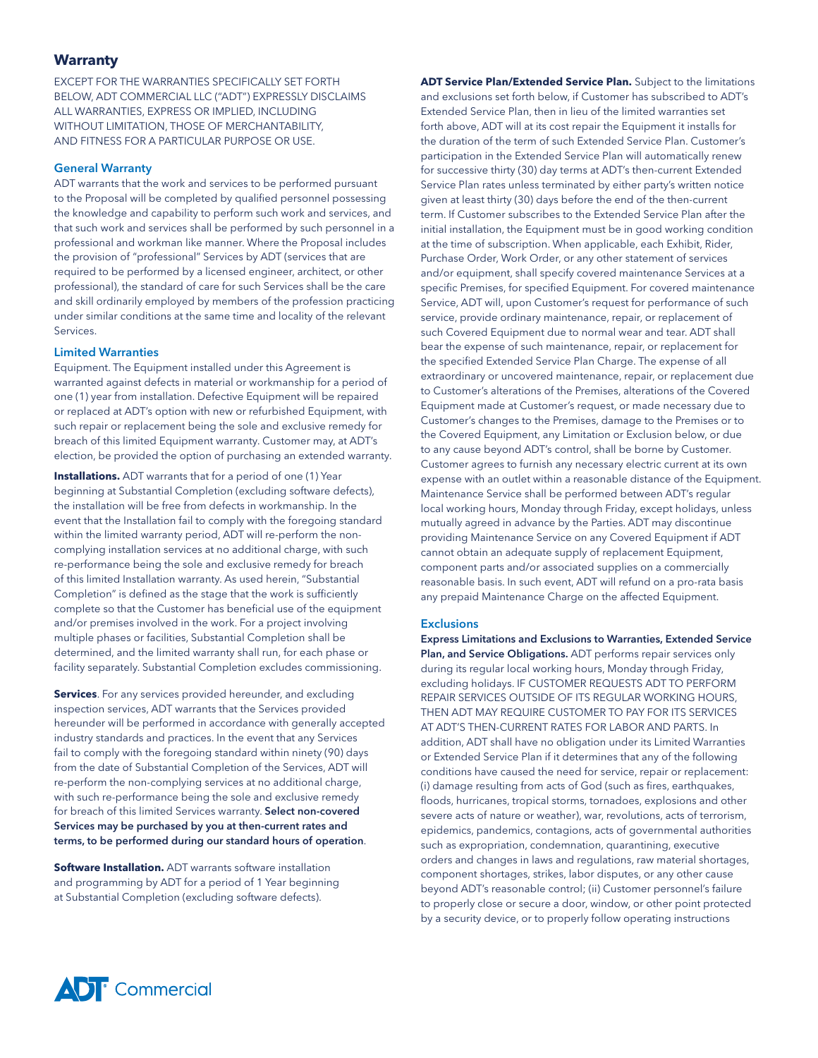## Warranty

EXCEPT FOR THE WARRANTIES SPECIFICALLY SET FORTH BELOW, ADT COMMERCIAL LLC ("ADT") EXPRESSLY DISCLAIMS ALL WARRANTIES, EXPRESS OR IMPLIED, INCLUDING WITHOUT LIMITATION, THOSE OF MERCHANTABILITY, AND FITNESS FOR A PARTICULAR PURPOSE OR USE.

### General Warranty

ADT warrants that the work and services to be performed pursuant to the Proposal will be completed by qualified personnel possessing the knowledge and capability to perform such work and services, and that such work and services shall be performed by such personnel in a professional and workman like manner. Where the Proposal includes the provision of "professional" Services by ADT (services that are required to be performed by a licensed engineer, architect, or other professional), the standard of care for such Services shall be the care and skill ordinarily employed by members of the profession practicing under similar conditions at the same time and locality of the relevant Services.

### Limited Warranties

Equipment. The Equipment installed under this Agreement is warranted against defects in material or workmanship for a period of one (1) year from installation. Defective Equipment will be repaired or replaced at ADT's option with new or refurbished Equipment, with such repair or replacement being the sole and exclusive remedy for breach of this limited Equipment warranty. Customer may, at ADT's election, be provided the option of purchasing an extended warranty.

**Installations.** ADT warrants that for a period of one (1) Year beginning at Substantial Completion (excluding software defects), the installation will be free from defects in workmanship. In the event that the Installation fail to comply with the foregoing standard within the limited warranty period, ADT will re-perform the non-complying installation services at no additional charge, with such re-performance being the sole and exclusive remedy for breach of this limited Installation warranty. As used herein, "Substantial Completion" is defined as the stage that the work is sufficiently complete so that the Customer has beneficial use of the equipment and/or premises involved in the work. For a project involving multiple phases or facilities, Substantial Completion shall be determined, and the limited warranty shall run, for each phase or facility separately. Substantial Completion excludes commissioning.

**Services**. For any services provided hereunder, and excluding inspection services, ADT warrants that the Services provided hereunder will be performed in accordance with generally accepted industry standards and practices. In the event that any Services fail to comply with the foregoing standard within ninety (90) days from the date of Substantial Completion of the Services, ADT will re-perform the non-complying services at no additional charge, with such re-performance being the sole and exclusive remedy for breach of this limited Services warranty. **Select non-covered Services may be purchased by you at then-current rates and terms, to be performed during our standard hours of operation**.

**Software Installation.** ADT warrants software installation and programming by ADT for a period of 1 Year beginning at Substantial Completion (excluding software defects).

**ADT Service Plan/Extended Service Plan.** Subject to the limitations and exclusions set forth below, if Customer has subscribed to ADT's Extended Service Plan, then in lieu of the limited warranties set forth above, ADT will at its cost repair the Equipment it installs for the duration of the term of such Extended Service Plan. Customer's participation in the Extended Service Plan will automatically renew for successive thirty (30) day terms at ADT's then-current Extended Service Plan rates unless terminated by either party's written notice given at least thirty (30) days before the end of the then-current term. If Customer subscribes to the Extended Service Plan after the initial installation, the Equipment must be in good working condition at the time of subscription. When applicable, each Exhibit, Rider, Purchase Order, Work Order, or any other statement of services and/or equipment, shall specify covered maintenance Services at a specific Premises, for specified Equipment. For covered maintenance Service, ADT will, upon Customer's request for performance of such service, provide ordinary maintenance, repair, or replacement of such Covered Equipment due to normal wear and tear. ADT shall bear the expense of such maintenance, repair, or replacement for the specified Extended Service Plan Charge. The expense of all extraordinary or uncovered maintenance, repair, or replacement due to Customer's alterations of the Premises, alterations of the Covered Equipment made at Customer's request, or made necessary due to Customer's changes to the Premises, damage to the Premises or to the Covered Equipment, any Limitation or Exclusion below, or due to any cause beyond ADT's control, shall be borne by Customer. Customer agrees to furnish any necessary electric current at its own expense with an outlet within a reasonable distance of the Equipment. Maintenance Service shall be performed between ADT's regular local working hours, Monday through Friday, except holidays, unless mutually agreed in advance by the Parties. ADT may discontinue providing Maintenance Service on any Covered Equipment if ADT cannot obtain an adequate supply of replacement Equipment, component parts and/or associated supplies on a commercially reasonable basis. In such event, ADT will refund on a pro-rata basis any prepaid Maintenance Charge on the affected Equipment.

### Exclusions

**Express Limitations and Exclusions to Warranties, Extended Service Plan, and Service Obligations.** ADT performs repair services only during its regular local working hours, Monday through Friday, excluding holidays. IF CUSTOMER REQUESTS ADT TO PERFORM REPAIR SERVICES OUTSIDE OF ITS REGULAR WORKING HOURS, THEN ADT MAY REQUIRE CUSTOMER TO PAY FOR ITS SERVICES AT ADT'S THEN-CURRENT RATES FOR LABOR AND PARTS. In addition, ADT shall have no obligation under its Limited Warranties or Extended Service Plan if it determines that any of the following conditions have caused the need for service, repair or replacement: (i) damage resulting from acts of God (such as fires, earthquakes, floods, hurricanes, tropical storms, tornadoes, explosions and other severe acts of nature or weather), war, revolutions, acts of terrorism, epidemics, pandemics, contagions, acts of governmental authorities such as expropriation, condemnation, quarantining, executive orders and changes in laws and regulations, raw material shortages, component shortages, strikes, labor disputes, or any other cause beyond ADT's reasonable control; (ii) Customer personnel's failure to properly close or secure a door, window, or other point protected by a security device, or to properly follow operating instructions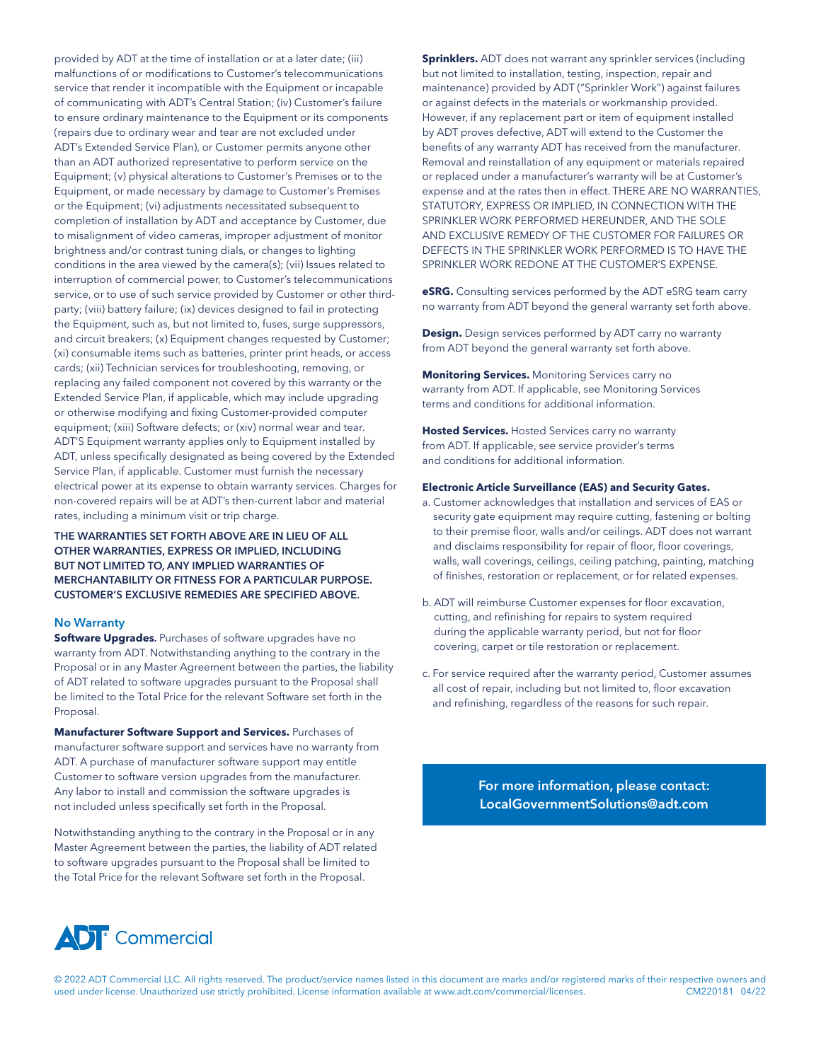provided by ADT at the time of installation or at a later date; (iii) malfunctions of or modifications to Customer's telecommunications service that render it incompatible with the Equipment or incapable of communicating with ADT's Central Station; (iv) Customer's failure to ensure ordinary maintenance to the Equipment or its components (repairs due to ordinary wear and tear are not excluded under ADT's Extended Service Plan), or Customer permits anyone other than an ADT authorized representative to perform service on the Equipment; (v) physical alterations to Customer's Premises or to the Equipment, or made necessary by damage to Customer's Premises or the Equipment; (vi) adjustments necessitated subsequent to completion of installation by ADT and acceptance by Customer, due to misalignment of video cameras, improper adjustment of monitor brightness and/or contrast tuning dials, or changes to lighting conditions in the area viewed by the camera(s); (vii) Issues related to interruption of commercial power, to Customer's telecommunications service, or to use of such service provided by Customer or other third-party; (viii) battery failure; (ix) devices designed to fail in protecting the Equipment, such as, but not limited to, fuses, surge suppressors, and circuit breakers; (x) Equipment changes requested by Customer; (xi) consumable items such as batteries, printer print heads, or access cards; (xii) Technician services for troubleshooting, removing, or replacing any failed component not covered by this warranty or the Extended Service Plan, if applicable, which may include upgrading or otherwise modifying and fixing Customer-provided computer equipment; (xiii) Software defects; or (xiv) normal wear and tear. ADT'S Equipment warranty applies only to Equipment installed by ADT, unless specifically designated as being covered by the Extended Service Plan, if applicable. Customer must furnish the necessary electrical power at its expense to obtain warranty services. Charges for non-covered repairs will be at ADT's then-current labor and material rates, including a minimum visit or trip charge.

**THE WARRANTIES SET FORTH ABOVE ARE IN LIEU OF ALL OTHER WARRANTIES, EXPRESS OR IMPLIED, INCLUDING BUT NOT LIMITED TO, ANY IMPLIED WARRANTIES OF MERCHANTABILITY OR FITNESS FOR A PARTICULAR PURPOSE. CUSTOMER'S EXCLUSIVE REMEDIES ARE SPECIFIED ABOVE.**

## No Warranty

**Software Upgrades.** Purchases of software upgrades have no warranty from ADT. Notwithstanding anything to the contrary in the Proposal or in any Master Agreement between the parties, the liability of ADT related to software upgrades pursuant to the Proposal shall be limited to the Total Price for the relevant Software set forth in the Proposal.

**Manufacturer Software Support and Services.** Purchases of manufacturer software support and services have no warranty from ADT. A purchase of manufacturer software support may entitle Customer to software version upgrades from the manufacturer. Any labor to install and commission the software upgrades is not included unless specifically set forth in the Proposal.

Notwithstanding anything to the contrary in the Proposal or in any Master Agreement between the parties, the liability of ADT related to software upgrades pursuant to the Proposal shall be limited to the Total Price for the relevant Software set forth in the Proposal.

**Sprinklers.** ADT does not warrant any sprinkler services (including but not limited to installation, testing, inspection, repair and maintenance) provided by ADT ("Sprinkler Work") against failures or against defects in the materials or workmanship provided. However, if any replacement part or item of equipment installed by ADT proves defective, ADT will extend to the Customer the benefits of any warranty ADT has received from the manufacturer. Removal and reinstallation of any equipment or materials repaired or replaced under a manufacturer's warranty will be at Customer's expense and at the rates then in effect. THERE ARE NO WARRANTIES, STATUTORY, EXPRESS OR IMPLIED, IN CONNECTION WITH THE SPRINKLER WORK PERFORMED HEREUNDER, AND THE SOLE AND EXCLUSIVE REMEDY OF THE CUSTOMER FOR FAILURES OR DEFECTS IN THE SPRINKLER WORK PERFORMED IS TO HAVE THE SPRINKLER WORK REDONE AT THE CUSTOMER'S EXPENSE.

**eSRG.** Consulting services performed by the ADT eSRG team carry no warranty from ADT beyond the general warranty set forth above.

**Design.** Design services performed by ADT carry no warranty from ADT beyond the general warranty set forth above.

**Monitoring Services.** Monitoring Services carry no warranty from ADT. If applicable, see Monitoring Services terms and conditions for additional information.

**Hosted Services.** Hosted Services carry no warranty from ADT. If applicable, see service provider's terms and conditions for additional information.

**Electronic Article Surveillance (EAS) and Security Gates.**

a. Customer acknowledges that installation and services of EAS or security gate equipment may require cutting, fastening or bolting to their premise floor, walls and/or ceilings. ADT does not warrant and disclaims responsibility for repair of floor, floor coverings, walls, wall coverings, ceilings, ceiling patching, painting, matching of finishes, restoration or replacement, or for related expenses.

b. ADT will reimburse Customer expenses for floor excavation, cutting, and refinishing for repairs to system required during the applicable warranty period, but not for floor covering, carpet or tile restoration or replacement.

c. For service required after the warranty period, Customer assumes all cost of repair, including but not limited to, floor excavation and refinishing, regardless of the reasons for such repair.

**For more information, please contact: LocalGovernmentSolutions@adt.com**

ADT Commercial

© 2022 ADT Commercial LLC. All rights reserved. The product/service names listed in this document are marks and/or registered marks of their respective owners and used under license. Unauthorized use strictly prohibited. License information available at www.adt.com/commercial/licenses. CM220181 04/22